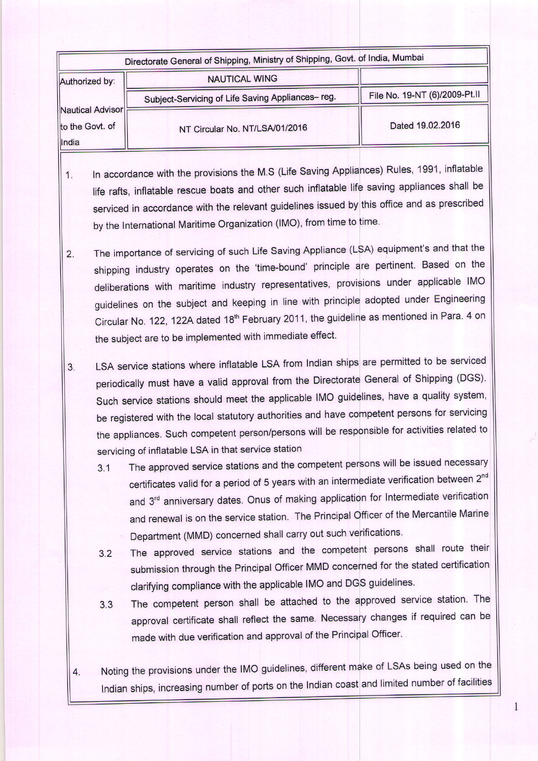| Directorate General of Shipping, Ministry of Shipping, Govt. of India, Mumbai | | |
|---|---|---|
| Authorized by: Nautical Advisor to the Govt. of India | NAUTICAL WING | |
| | Subject-Servicing of Life Saving Appliances– reg. | File No. 19-NT (6)/2009-Pt.II |
| | NT Circular No. NT/LSA/01/2016 | Dated 19.02.2016 |

1. In accordance with the provisions the M.S (Life Saving Appliances) Rules, 1991, inflatable life rafts, inflatable rescue boats and other such inflatable life saving appliances shall be serviced in accordance with the relevant guidelines issued by this office and as prescribed by the International Maritime Organization (IMO), from time to time.

2. The importance of servicing of such Life Saving Appliance (LSA) equipment's and that the shipping industry operates on the 'time-bound' principle are pertinent. Based on the deliberations with maritime industry representatives, provisions under applicable IMO guidelines on the subject and keeping in line with principle adopted under Engineering Circular No. 122, 122A dated 18th February 2011, the guideline as mentioned in Para. 4 on the subject are to be implemented with immediate effect.

3. LSA service stations where inflatable LSA from Indian ships are permitted to be serviced periodically must have a valid approval from the Directorate General of Shipping (DGS). Such service stations should meet the applicable IMO guidelines, have a quality system, be registered with the local statutory authorities and have competent persons for servicing the appliances. Such competent person/persons will be responsible for activities related to servicing of inflatable LSA in that service station

   3.1 The approved service stations and the competent persons will be issued necessary certificates valid for a period of 5 years with an intermediate verification between 2nd and 3rd anniversary dates. Onus of making application for Intermediate verification and renewal is on the service station. The Principal Officer of the Mercantile Marine Department (MMD) concerned shall carry out such verifications.

   3.2 The approved service stations and the competent persons shall route their submission through the Principal Officer MMD concerned for the stated certification clarifying compliance with the applicable IMO and DGS guidelines.

   3.3 The competent person shall be attached to the approved service station. The approval certificate shall reflect the same. Necessary changes if required can be made with due verification and approval of the Principal Officer.

4. Noting the provisions under the IMO guidelines, different make of LSAs being used on the Indian ships, increasing number of ports on the Indian coast and limited number of facilities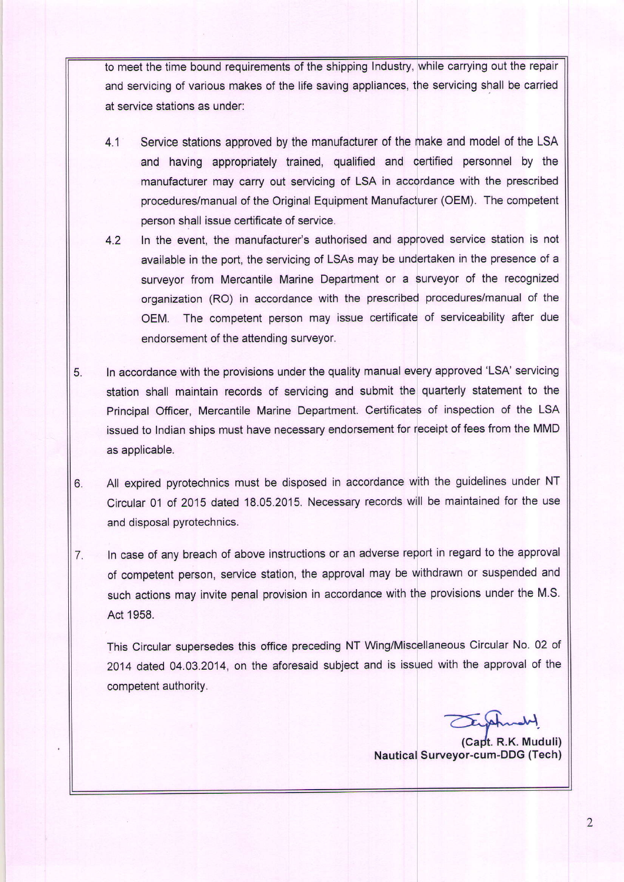to meet the time bound requirements of the shipping Industry, while carrying out the repair and servicing of various makes of the life saving appliances, the servicing shall be carried at service stations as under:

4.1 Service stations approved by the manufacturer of the make and model of the LSA and having appropriately trained, qualified and certified personnel by the manufacturer may carry out servicing of LSA in accordance with the prescribed procedures/manual of the Original Equipment Manufacturer (OEM). The competent person shall issue certificate of service.

4.2 In the event, the manufacturer's authorised and approved service station is not available in the port, the servicing of LSAs may be undertaken in the presence of a surveyor from Mercantile Marine Department or a surveyor of the recognized organization (RO) in accordance with the prescribed procedures/manual of the OEM. The competent person may issue certificate of serviceability after due endorsement of the attending surveyor.

5. In accordance with the provisions under the quality manual every approved 'LSA' servicing station shall maintain records of servicing and submit the quarterly statement to the Principal Officer, Mercantile Marine Department. Certificates of inspection of the LSA issued to Indian ships must have necessary endorsement for receipt of fees from the MMD as applicable.

6. All expired pyrotechnics must be disposed in accordance with the guidelines under NT Circular 01 of 2015 dated 18.05.2015. Necessary records will be maintained for the use and disposal pyrotechnics.

7. In case of any breach of above instructions or an adverse report in regard to the approval of competent person, service station, the approval may be withdrawn or suspended and such actions may invite penal provision in accordance with the provisions under the M.S. Act 1958.

This Circular supersedes this office preceding NT Wing/Miscellaneous Circular No. 02 of 2014 dated 04.03.2014, on the aforesaid subject and is issued with the approval of the competent authority.

**(Capt. R.K. Muduli)**
**Nautical Surveyor-cum-DDG (Tech)**